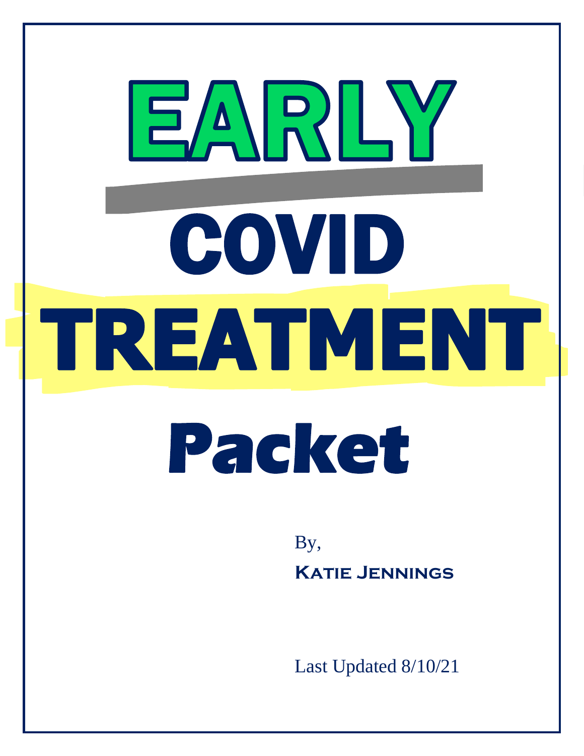# EARLY COVID TREATMENT Packet

By,

**Katie Jennings**

Last Updated 8/10/21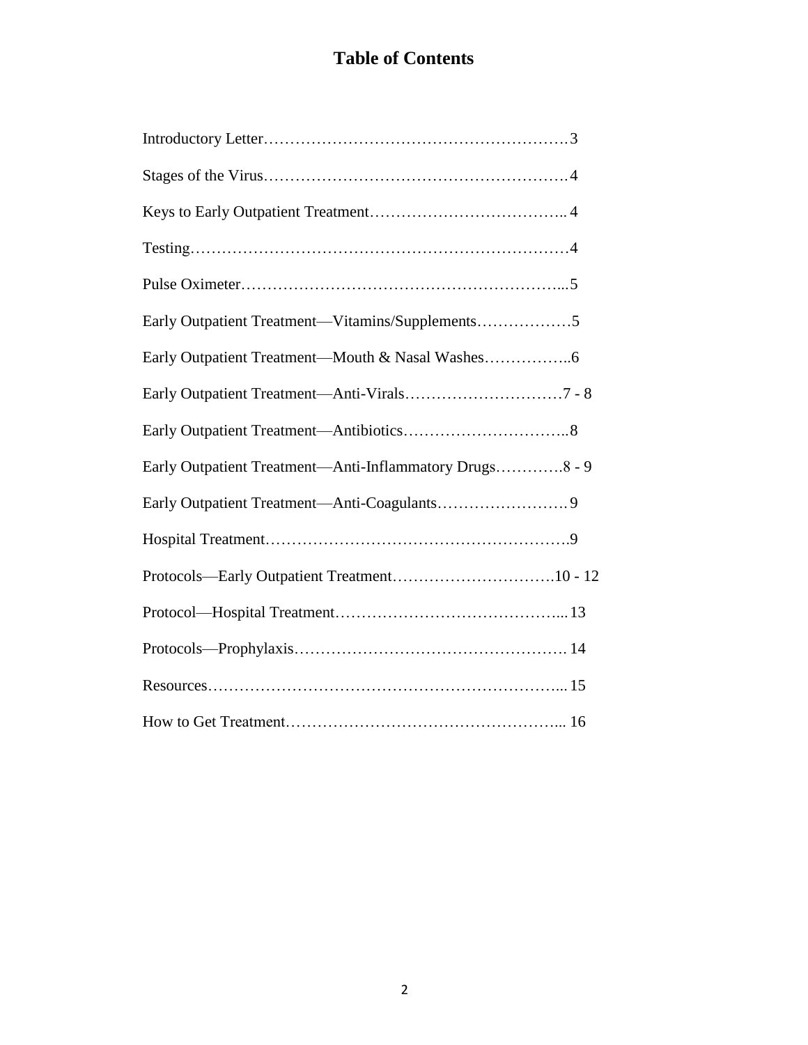# Table of Contents

Introductory Letter………………………………………………….3

Stages of the Virus………………………………………………….4

Keys to Early Outpatient Treatment……………………………….. 4

Testing……………………………………………………………….4

Pulse Oximeter……………………………………………………...5

Early Outpatient Treatment—Vitamins/Supplements………………5

Early Outpatient Treatment—Mouth & Nasal Washes……………..6

Early Outpatient Treatment—Anti-Virals…………………………7 - 8

Early Outpatient Treatment—Antibiotics…………………………..8

Early Outpatient Treatment—Anti-Inflammatory Drugs………….8 - 9

Early Outpatient Treatment—Anti-Coagulants……………………. 9

Hospital Treatment………………………………………………….9

Protocols—Early Outpatient Treatment………………………….10 - 12

Protocol—Hospital Treatment……………………………………... 13

Protocols—Prophylaxis……………………………………………. 14

Resources…………………………………………………………... 15

How to Get Treatment……………………………………………... 16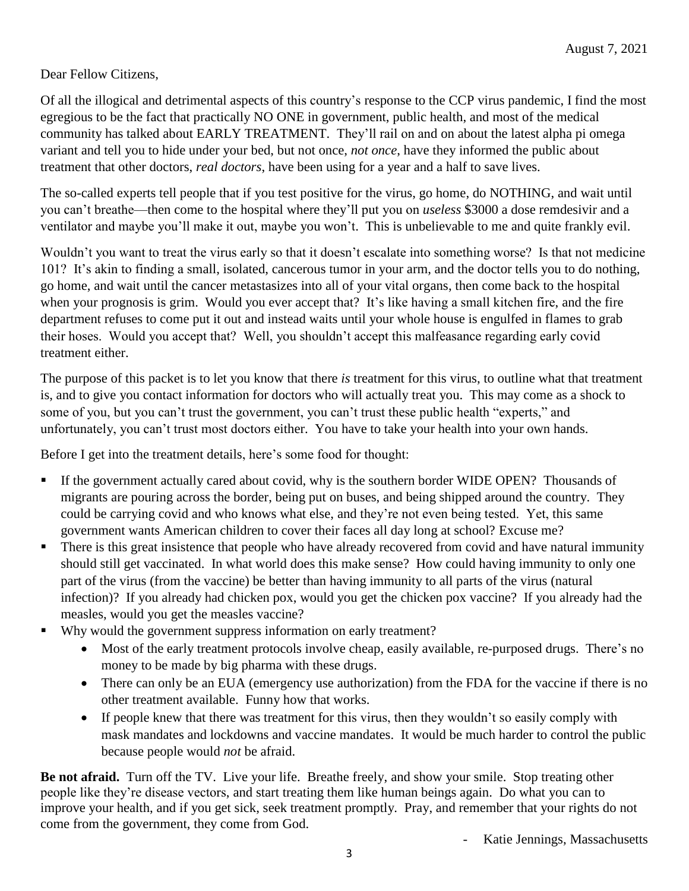August 7, 2021

Dear Fellow Citizens,

Of all the illogical and detrimental aspects of this country's response to the CCP virus pandemic, I find the most egregious to be the fact that practically NO ONE in government, public health, and most of the medical community has talked about EARLY TREATMENT. They'll rail on and on about the latest alpha pi omega variant and tell you to hide under your bed, but not once, *not once*, have they informed the public about treatment that other doctors, *real doctors*, have been using for a year and a half to save lives.

The so-called experts tell people that if you test positive for the virus, go home, do NOTHING, and wait until you can't breathe—then come to the hospital where they'll put you on *useless* $3000 a dose remdesivir and a ventilator and maybe you'll make it out, maybe you won't. This is unbelievable to me and quite frankly evil.

Wouldn't you want to treat the virus early so that it doesn't escalate into something worse? Is that not medicine 101? It's akin to finding a small, isolated, cancerous tumor in your arm, and the doctor tells you to do nothing, go home, and wait until the cancer metastasizes into all of your vital organs, then come back to the hospital when your prognosis is grim. Would you ever accept that? It's like having a small kitchen fire, and the fire department refuses to come put it out and instead waits until your whole house is engulfed in flames to grab their hoses. Would you accept that? Well, you shouldn't accept this malfeasance regarding early covid treatment either.

The purpose of this packet is to let you know that there *is* treatment for this virus, to outline what that treatment is, and to give you contact information for doctors who will actually treat you. This may come as a shock to some of you, but you can't trust the government, you can't trust these public health "experts," and unfortunately, you can't trust most doctors either. You have to take your health into your own hands.

Before I get into the treatment details, here's some food for thought:

- If the government actually cared about covid, why is the southern border WIDE OPEN? Thousands of migrants are pouring across the border, being put on buses, and being shipped around the country. They could be carrying covid and who knows what else, and they're not even being tested. Yet, this same government wants American children to cover their faces all day long at school? Excuse me?
- There is this great insistence that people who have already recovered from covid and have natural immunity should still get vaccinated. In what world does this make sense? How could having immunity to only one part of the virus (from the vaccine) be better than having immunity to all parts of the virus (natural infection)? If you already had chicken pox, would you get the chicken pox vaccine? If you already had the measles, would you get the measles vaccine?
- Why would the government suppress information on early treatment?
    - Most of the early treatment protocols involve cheap, easily available, re-purposed drugs. There's no money to be made by big pharma with these drugs.
    - There can only be an EUA (emergency use authorization) from the FDA for the vaccine if there is no other treatment available. Funny how that works.
    - If people knew that there was treatment for this virus, then they wouldn't so easily comply with mask mandates and lockdowns and vaccine mandates. It would be much harder to control the public because people would *not* be afraid.

**Be not afraid.** Turn off the TV. Live your life. Breathe freely, and show your smile. Stop treating other people like they're disease vectors, and start treating them like human beings again. Do what you can to improve your health, and if you get sick, seek treatment promptly. Pray, and remember that your rights do not come from the government, they come from God.

\- Katie Jennings, Massachusetts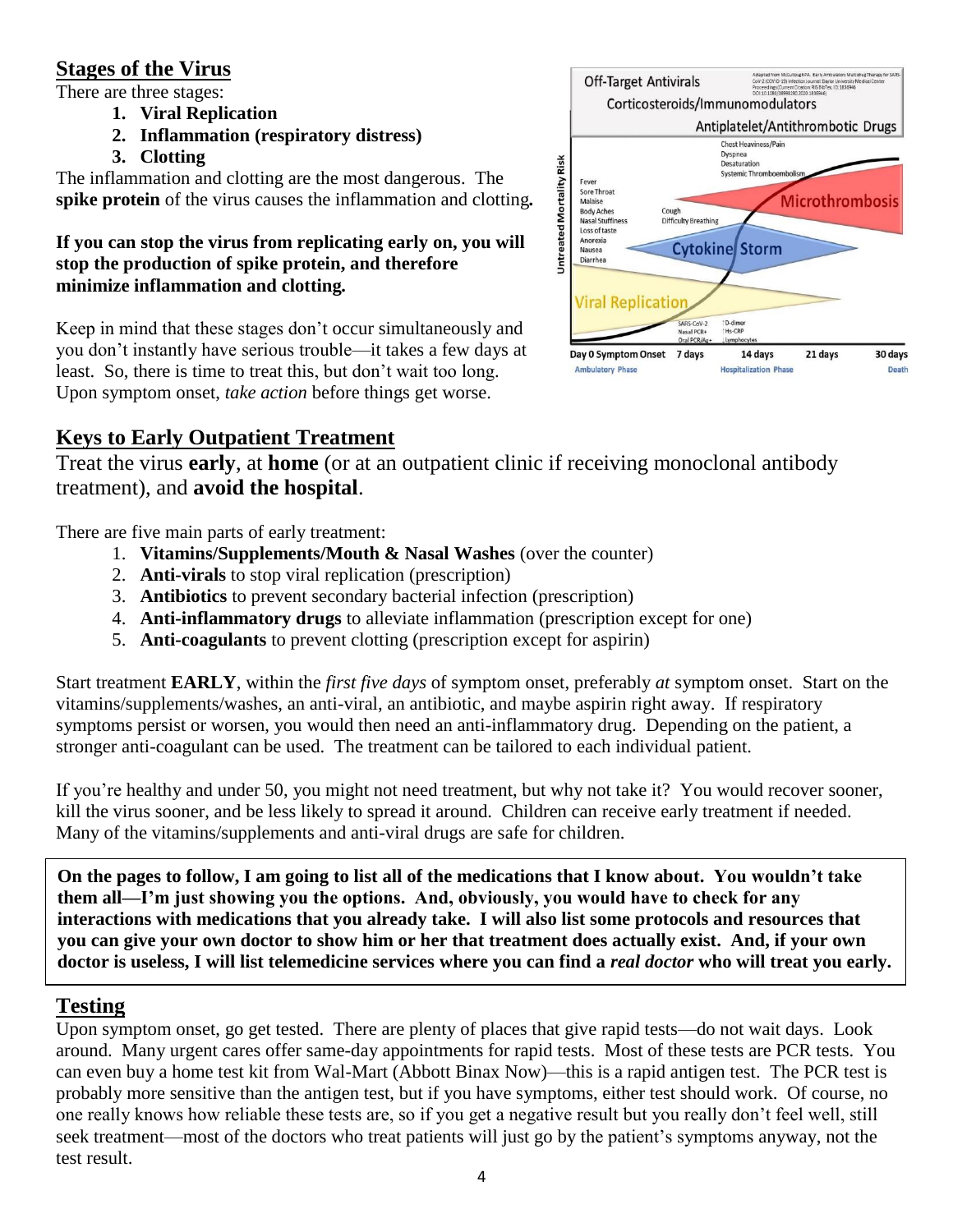## Stages of the Virus

There are three stages:

1. **Viral Replication**
2. **Inflammation (respiratory distress)**
3. **Clotting**

The inflammation and clotting are the most dangerous. The **spike protein** of the virus causes the inflammation and clotting**.**

**If you can stop the virus from replicating early on, you will stop the production of spike protein, and therefore minimize inflammation and clotting.**

Keep in mind that these stages don't occur simultaneously and you don't instantly have serious trouble—it takes a few days at least. So, there is time to treat this, but don't wait too long. Upon symptom onset, *take action* before things get worse.

## Keys to Early Outpatient Treatment

Treat the virus **early**, at **home** (or at an outpatient clinic if receiving monoclonal antibody treatment), and **avoid the hospital**.

There are five main parts of early treatment:

1. **Vitamins/Supplements/Mouth & Nasal Washes** (over the counter)
2. **Anti-virals** to stop viral replication (prescription)
3. **Antibiotics** to prevent secondary bacterial infection (prescription)
4. **Anti-inflammatory drugs** to alleviate inflammation (prescription except for one)
5. **Anti-coagulants** to prevent clotting (prescription except for aspirin)

Start treatment **EARLY**, within the *first five days* of symptom onset, preferably *at* symptom onset. Start on the vitamins/supplements/washes, an anti-viral, an antibiotic, and maybe aspirin right away. If respiratory symptoms persist or worsen, you would then need an anti-inflammatory drug. Depending on the patient, a stronger anti-coagulant can be used. The treatment can be tailored to each individual patient.

If you're healthy and under 50, you might not need treatment, but why not take it? You would recover sooner, kill the virus sooner, and be less likely to spread it around. Children can receive early treatment if needed. Many of the vitamins/supplements and anti-viral drugs are safe for children.

**On the pages to follow, I am going to list all of the medications that I know about. You wouldn't take them all—I'm just showing you the options. And, obviously, you would have to check for any interactions with medications that you already take. I will also list some protocols and resources that you can give your own doctor to show him or her that treatment does actually exist. And, if your own doctor is useless, I will list telemedicine services where you can find a *real doctor* who will treat you early.**

## Testing

Upon symptom onset, go get tested. There are plenty of places that give rapid tests—do not wait days. Look around. Many urgent cares offer same-day appointments for rapid tests. Most of these tests are PCR tests. You can even buy a home test kit from Wal-Mart (Abbott Binax Now)—this is a rapid antigen test. The PCR test is probably more sensitive than the antigen test, but if you have symptoms, either test should work. Of course, no one really knows how reliable these tests are, so if you get a negative result but you really don't feel well, still seek treatment—most of the doctors who treat patients will just go by the patient's symptoms anyway, not the test result.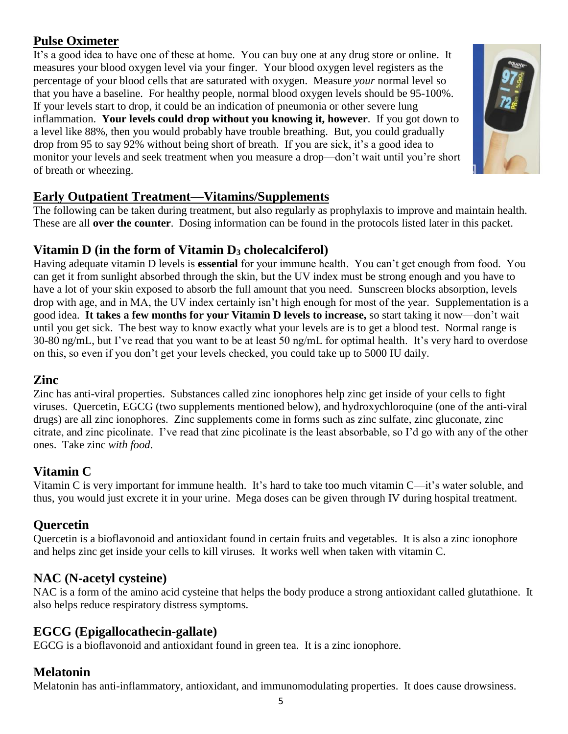## Pulse Oximeter

It's a good idea to have one of these at home. You can buy one at any drug store or online. It measures your blood oxygen level via your finger. Your blood oxygen level registers as the percentage of your blood cells that are saturated with oxygen. Measure *your* normal level so that you have a baseline. For healthy people, normal blood oxygen levels should be 95-100%. If your levels start to drop, it could be an indication of pneumonia or other severe lung inflammation. **Your levels could drop without you knowing it, however**. If you got down to a level like 88%, then you would probably have trouble breathing. But, you could gradually drop from 95 to say 92% without being short of breath. If you are sick, it's a good idea to monitor your levels and seek treatment when you measure a drop—don't wait until you're short of breath or wheezing.

## Early Outpatient Treatment—Vitamins/Supplements

The following can be taken during treatment, but also regularly as prophylaxis to improve and maintain health. These are all **over the counter**. Dosing information can be found in the protocols listed later in this packet.

### Vitamin D (in the form of Vitamin $D_3$ cholecalciferol)

Having adequate vitamin D levels is **essential** for your immune health. You can't get enough from food. You can get it from sunlight absorbed through the skin, but the UV index must be strong enough and you have to have a lot of your skin exposed to absorb the full amount that you need. Sunscreen blocks absorption, levels drop with age, and in MA, the UV index certainly isn't high enough for most of the year. Supplementation is a good idea. **It takes a few months for your Vitamin D levels to increase,** so start taking it now—don't wait until you get sick. The best way to know exactly what your levels are is to get a blood test. Normal range is 30-80 ng/mL, but I've read that you want to be at least 50 ng/mL for optimal health. It's very hard to overdose on this, so even if you don't get your levels checked, you could take up to 5000 IU daily.

### Zinc

Zinc has anti-viral properties. Substances called zinc ionophores help zinc get inside of your cells to fight viruses. Quercetin, EGCG (two supplements mentioned below), and hydroxychloroquine (one of the anti-viral drugs) are all zinc ionophores. Zinc supplements come in forms such as zinc sulfate, zinc gluconate, zinc citrate, and zinc picolinate. I've read that zinc picolinate is the least absorbable, so I'd go with any of the other ones. Take zinc *with food*.

### Vitamin C

Vitamin C is very important for immune health. It's hard to take too much vitamin C—it's water soluble, and thus, you would just excrete it in your urine. Mega doses can be given through IV during hospital treatment.

### Quercetin

Quercetin is a bioflavonoid and antioxidant found in certain fruits and vegetables. It is also a zinc ionophore and helps zinc get inside your cells to kill viruses. It works well when taken with vitamin C.

### NAC (N-acetyl cysteine)

NAC is a form of the amino acid cysteine that helps the body produce a strong antioxidant called glutathione. It also helps reduce respiratory distress symptoms.

### EGCG (Epigallocathecin-gallate)

EGCG is a bioflavonoid and antioxidant found in green tea. It is a zinc ionophore.

### Melatonin

Melatonin has anti-inflammatory, antioxidant, and immunomodulating properties. It does cause drowsiness.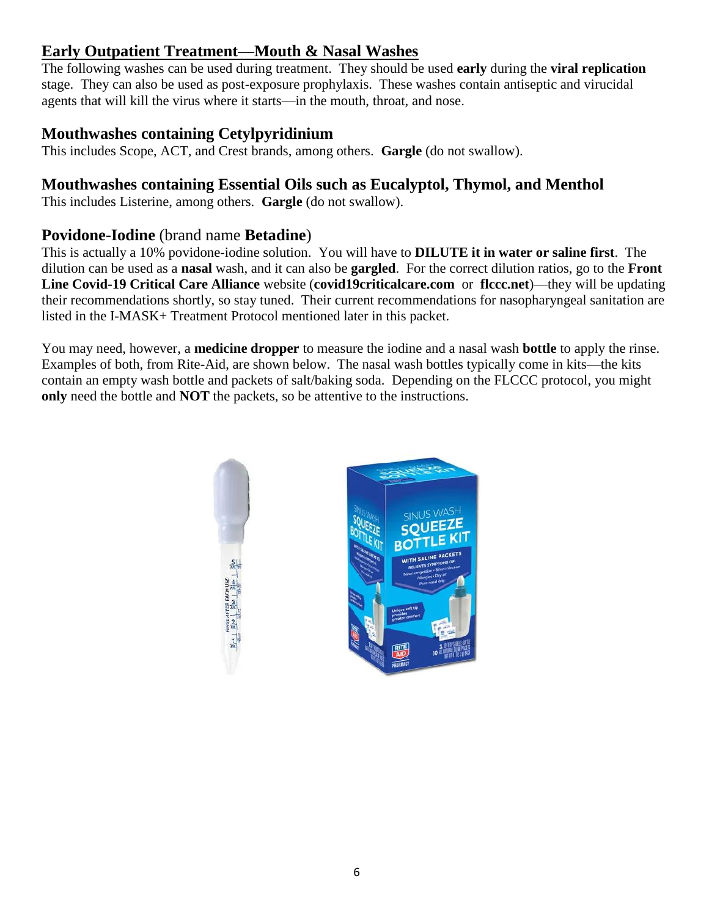## Early Outpatient Treatment—Mouth & Nasal Washes

The following washes can be used during treatment. They should be used **early** during the **viral replication** stage. They can also be used as post-exposure prophylaxis. These washes contain antiseptic and virucidal agents that will kill the virus where it starts—in the mouth, throat, and nose.

### Mouthwashes containing Cetylpyridinium

This includes Scope, ACT, and Crest brands, among others. **Gargle** (do not swallow).

### Mouthwashes containing Essential Oils such as Eucalyptol, Thymol, and Menthol

This includes Listerine, among others. **Gargle** (do not swallow).

### Povidone-Iodine (brand name **Betadine**)

This is actually a 10% povidone-iodine solution. You will have to **DILUTE it in water or saline first**. The dilution can be used as a **nasal** wash, and it can also be **gargled**. For the correct dilution ratios, go to the **Front Line Covid-19 Critical Care Alliance** website (**covid19criticalcare.com** or **flccc.net**)—they will be updating their recommendations shortly, so stay tuned. Their current recommendations for nasopharyngeal sanitation are listed in the I-MASK+ Treatment Protocol mentioned later in this packet.

You may need, however, a **medicine dropper** to measure the iodine and a nasal wash **bottle** to apply the rinse. Examples of both, from Rite-Aid, are shown below. The nasal wash bottles typically come in kits—the kits contain an empty wash bottle and packets of salt/baking soda. Depending on the FLCCC protocol, you might **only** need the bottle and **NOT** the packets, so be attentive to the instructions.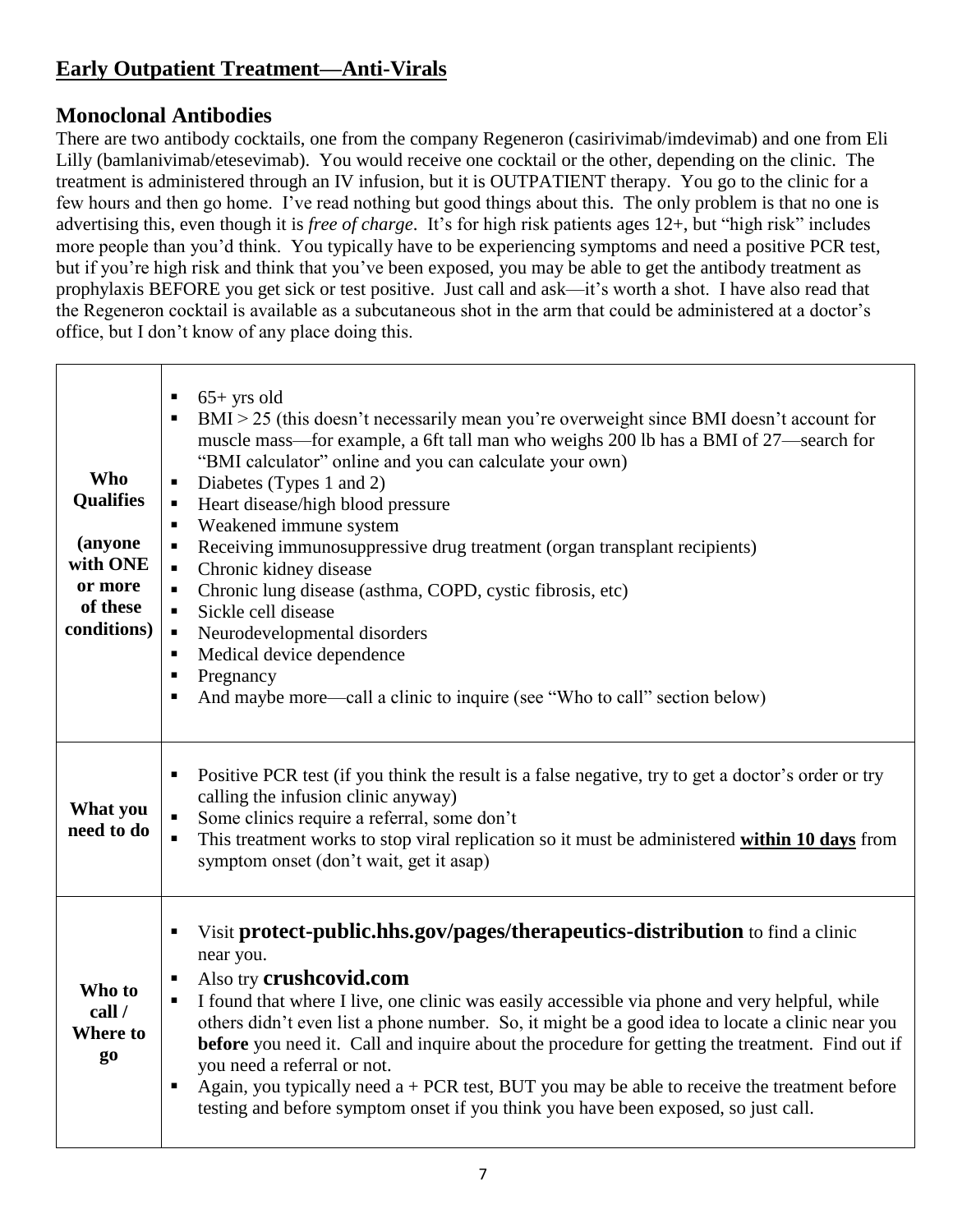## **Early Outpatient Treatment—Anti-Virals**

### Monoclonal Antibodies

There are two antibody cocktails, one from the company Regeneron (casirivimab/imdevimab) and one from Eli Lilly (bamlanivimab/etesevimab). You would receive one cocktail or the other, depending on the clinic. The treatment is administered through an IV infusion, but it is OUTPATIENT therapy. You go to the clinic for a few hours and then go home. I've read nothing but good things about this. The only problem is that no one is advertising this, even though it is *free of charge*. It's for high risk patients ages 12+, but "high risk" includes more people than you'd think. You typically have to be experiencing symptoms and need a positive PCR test, but if you're high risk and think that you've been exposed, you may be able to get the antibody treatment as prophylaxis BEFORE you get sick or test positive. Just call and ask—it's worth a shot. I have also read that the Regeneron cocktail is available as a subcutaneous shot in the arm that could be administered at a doctor's office, but I don't know of any place doing this.

| | |
|---|---|
| **Who Qualifies (anyone with ONE or more of these conditions)** | ▪ 65+ yrs old<br>▪ BMI > 25 (this doesn't necessarily mean you're overweight since BMI doesn't account for muscle mass—for example, a 6ft tall man who weighs 200 lb has a BMI of 27—search for "BMI calculator" online and you can calculate your own)<br>▪ Diabetes (Types 1 and 2)<br>▪ Heart disease/high blood pressure<br>▪ Weakened immune system<br>▪ Receiving immunosuppressive drug treatment (organ transplant recipients)<br>▪ Chronic kidney disease<br>▪ Chronic lung disease (asthma, COPD, cystic fibrosis, etc)<br>▪ Sickle cell disease<br>▪ Neurodevelopmental disorders<br>▪ Medical device dependence<br>▪ Pregnancy<br>▪ And maybe more—call a clinic to inquire (see "Who to call" section below) |
| **What you need to do** | ▪ Positive PCR test (if you think the result is a false negative, try to get a doctor's order or try calling the infusion clinic anyway)<br>▪ Some clinics require a referral, some don't<br>▪ This treatment works to stop viral replication so it must be administered **within 10 days** from symptom onset (don't wait, get it asap) |
| **Who to call / Where to go** | ▪ Visit **protect-public.hhs.gov/pages/therapeutics-distribution** to find a clinic near you.<br>▪ Also try **crushcovid.com**<br>▪ I found that where I live, one clinic was easily accessible via phone and very helpful, while others didn't even list a phone number. So, it might be a good idea to locate a clinic near you **before** you need it. Call and inquire about the procedure for getting the treatment. Find out if you need a referral or not.<br>▪ Again, you typically need a + PCR test, BUT you may be able to receive the treatment before testing and before symptom onset if you think you have been exposed, so just call. |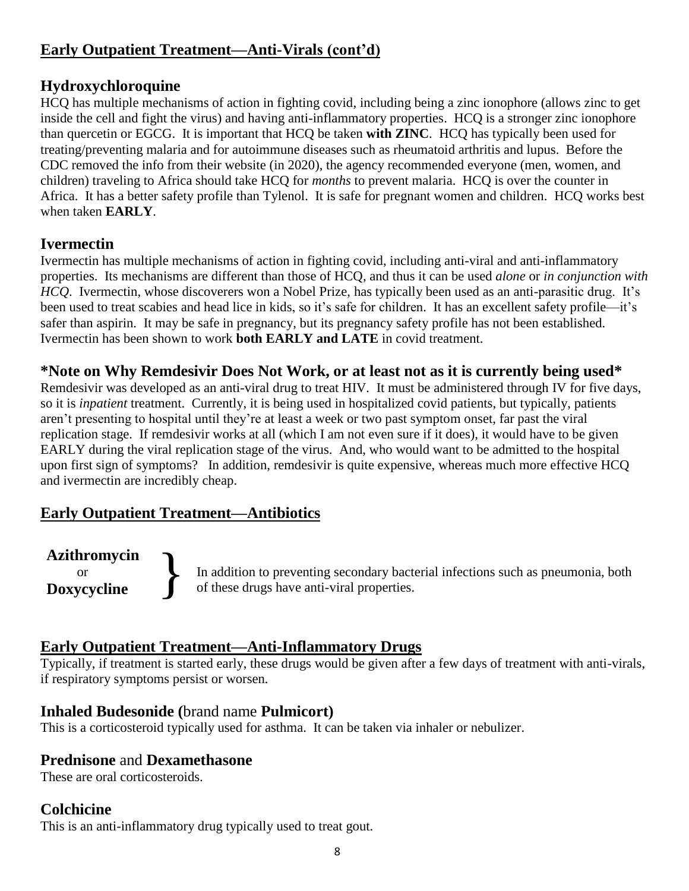## Early Outpatient Treatment—Anti-Virals (cont'd)

### Hydroxychloroquine

HCQ has multiple mechanisms of action in fighting covid, including being a zinc ionophore (allows zinc to get inside the cell and fight the virus) and having anti-inflammatory properties. HCQ is a stronger zinc ionophore than quercetin or EGCG. It is important that HCQ be taken **with ZINC**. HCQ has typically been used for treating/preventing malaria and for autoimmune diseases such as rheumatoid arthritis and lupus. Before the CDC removed the info from their website (in 2020), the agency recommended everyone (men, women, and children) traveling to Africa should take HCQ for *months* to prevent malaria. HCQ is over the counter in Africa. It has a better safety profile than Tylenol. It is safe for pregnant women and children. HCQ works best when taken **EARLY**.

### Ivermectin

Ivermectin has multiple mechanisms of action in fighting covid, including anti-viral and anti-inflammatory properties. Its mechanisms are different than those of HCQ, and thus it can be used *alone* or *in conjunction with HCQ*. Ivermectin, whose discoverers won a Nobel Prize, has typically been used as an anti-parasitic drug. It's been used to treat scabies and head lice in kids, so it's safe for children. It has an excellent safety profile—it's safer than aspirin. It may be safe in pregnancy, but its pregnancy safety profile has not been established. Ivermectin has been shown to work **both EARLY and LATE** in covid treatment.

### *Note on Why Remdesivir Does Not Work, or at least not as it is currently being used*

Remdesivir was developed as an anti-viral drug to treat HIV. It must be administered through IV for five days, so it is *inpatient* treatment. Currently, it is being used in hospitalized covid patients, but typically, patients aren't presenting to hospital until they're at least a week or two past symptom onset, far past the viral replication stage. If remdesivir works at all (which I am not even sure if it does), it would have to be given EARLY during the viral replication stage of the virus. And, who would want to be admitted to the hospital upon first sign of symptoms? In addition, remdesivir is quite expensive, whereas much more effective HCQ and ivermectin are incredibly cheap.

## Early Outpatient Treatment—Antibiotics

**Azithromycin** or **Doxycycline**

In addition to preventing secondary bacterial infections such as pneumonia, both of these drugs have anti-viral properties.

## Early Outpatient Treatment—Anti-Inflammatory Drugs

Typically, if treatment is started early, these drugs would be given after a few days of treatment with anti-virals, if respiratory symptoms persist or worsen.

### Inhaled Budesonide (brand name Pulmicort)

This is a corticosteroid typically used for asthma. It can be taken via inhaler or nebulizer.

### Prednisone and Dexamethasone

These are oral corticosteroids.

### Colchicine

This is an anti-inflammatory drug typically used to treat gout.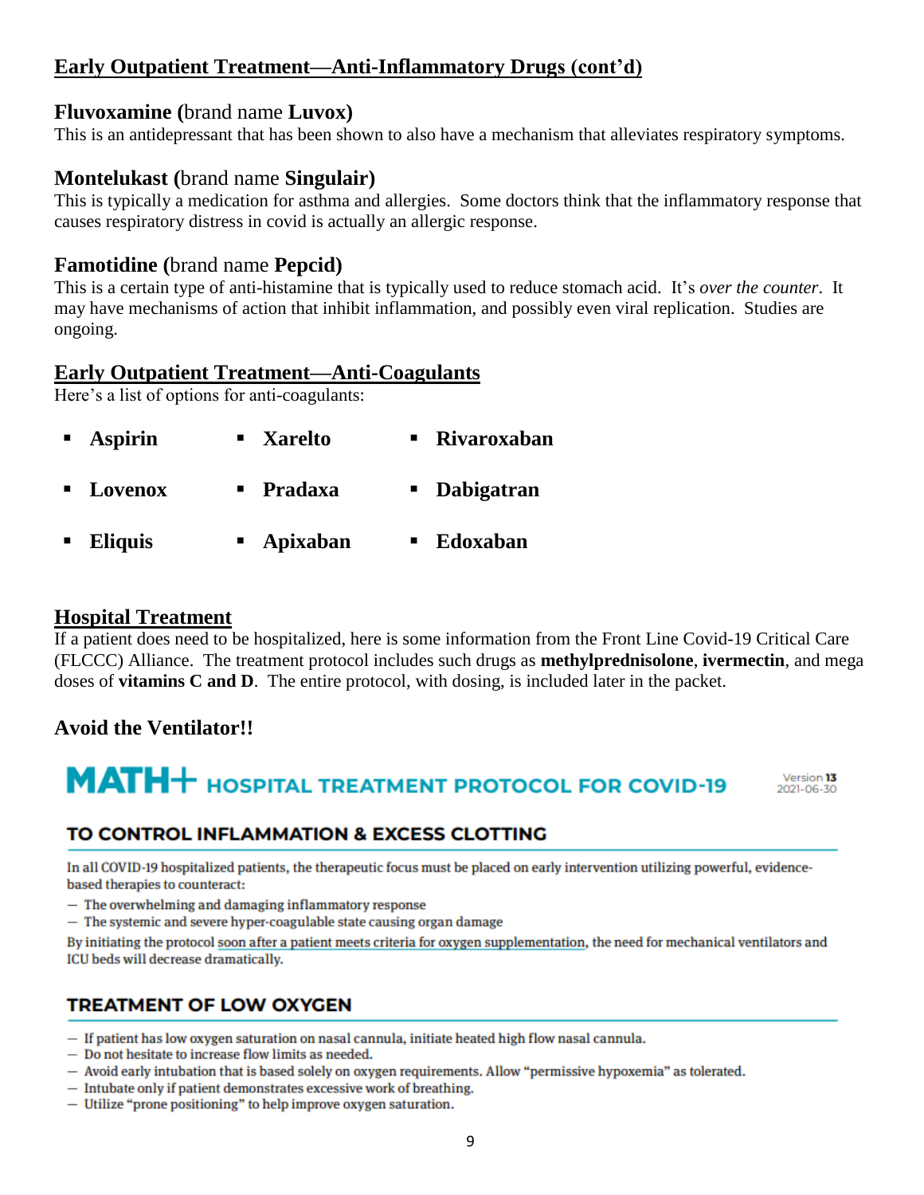## Early Outpatient Treatment—Anti-Inflammatory Drugs (cont'd)

### Fluvoxamine (brand name **Luvox)**

This is an antidepressant that has been shown to also have a mechanism that alleviates respiratory symptoms.

### Montelukast (brand name **Singulair)**

This is typically a medication for asthma and allergies. Some doctors think that the inflammatory response that causes respiratory distress in covid is actually an allergic response.

### Famotidine (brand name **Pepcid)**

This is a certain type of anti-histamine that is typically used to reduce stomach acid. It's *over the counter*. It may have mechanisms of action that inhibit inflammation, and possibly even viral replication. Studies are ongoing.

## Early Outpatient Treatment—Anti-Coagulants

Here's a list of options for anti-coagulants:

- **Aspirin**
- **Xarelto**
- **Rivaroxaban**
- **Lovenox**
- **Pradaxa**
- **Dabigatran**
- **Eliquis**
- **Apixaban**
- **Edoxaban**

## Hospital Treatment

If a patient does need to be hospitalized, here is some information from the Front Line Covid-19 Critical Care (FLCCC) Alliance. The treatment protocol includes such drugs as **methylprednisolone**, **ivermectin**, and mega doses of **vitamins C and D**. The entire protocol, with dosing, is included later in the packet.

### Avoid the Ventilator!!

# MATH+ HOSPITAL TREATMENT PROTOCOL FOR COVID-19

Version **13**
2021-06-30

## TO CONTROL INFLAMMATION & EXCESS CLOTTING

In all COVID-19 hospitalized patients, the therapeutic focus must be placed on early intervention utilizing powerful, evidence-based therapies to counteract:

— The overwhelming and damaging inflammatory response
— The systemic and severe hyper-coagulable state causing organ damage

By initiating the protocol soon after a patient meets criteria for oxygen supplementation, the need for mechanical ventilators and ICU beds will decrease dramatically.

## TREATMENT OF LOW OXYGEN

— If patient has low oxygen saturation on nasal cannula, initiate heated high flow nasal cannula.
— Do not hesitate to increase flow limits as needed.
— Avoid early intubation that is based solely on oxygen requirements. Allow "permissive hypoxemia" as tolerated.
— Intubate only if patient demonstrates excessive work of breathing.
— Utilize "prone positioning" to help improve oxygen saturation.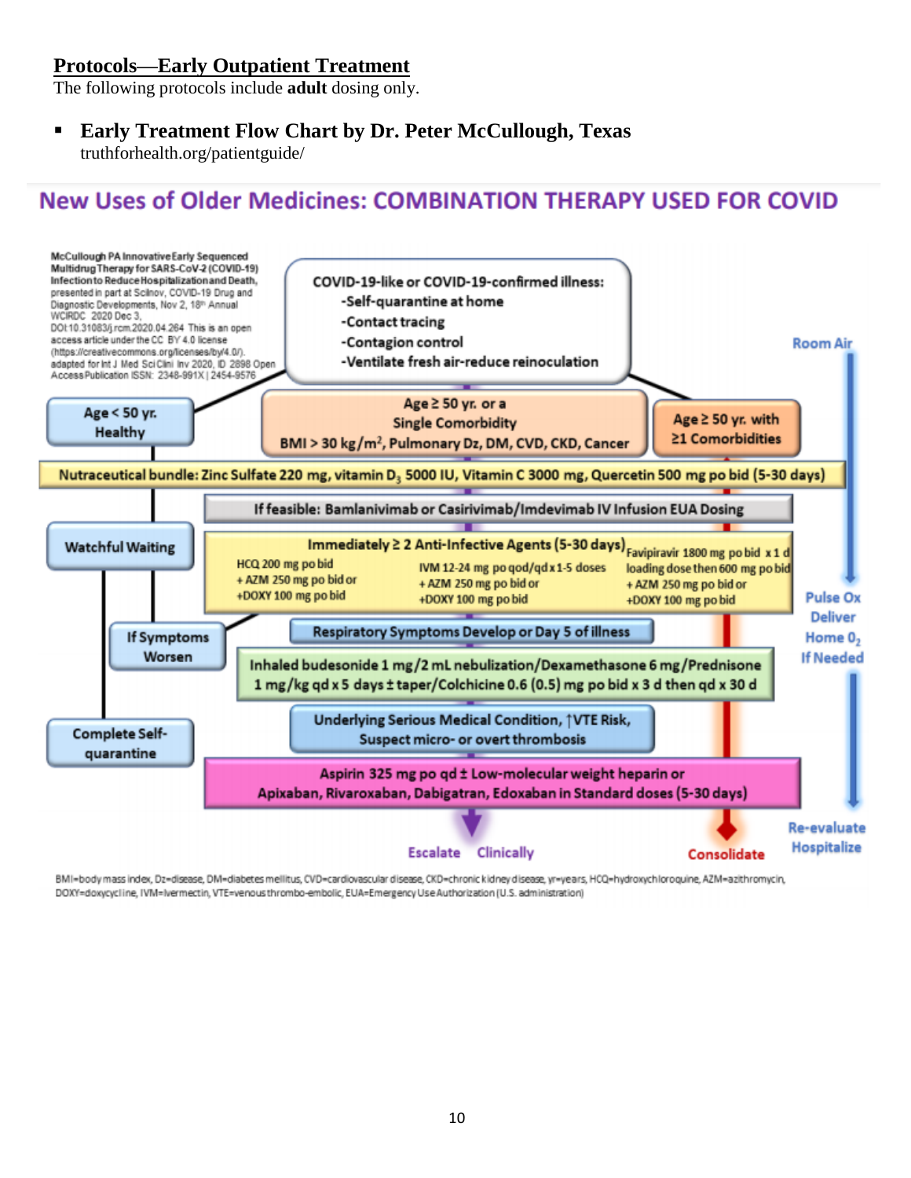## Protocols—Early Outpatient Treatment

The following protocols include **adult** dosing only.

- **Early Treatment Flow Chart by Dr. Peter McCullough, Texas**
  truthforhealth.org/patientguide/

## New Uses of Older Medicines: COMBINATION THERAPY USED FOR COVID

McCullough PA Innovative Early Sequenced Multidrug Therapy for SARS-CoV-2 (COVID-19) Infection to Reduce Hospitalization and Death, presented in part at Scilnov, COVID-19 Drug and Diagnostic Developments, Nov 2, 18th Annual WCIRDC 2020 Dec 3, DOI:10.31083/j.rcm.2020.04.264 This is an open access article under the CC BY 4.0 license (https://creativecommons.org/licenses/by/4.0/). adapted for Int J Med Sci Clini Inv 2020, ID 2898 Open Access Publication ISSN: 2348-991X | 2454-9576

**COVID-19-like or COVID-19-confirmed illness:**
- Self-quarantine at home
- Contact tracing
- Contagion control
- Ventilate fresh air-reduce reinoculation

**Age < 50 yr. Healthy**

**Age ≥ 50 yr. or a Single Comorbidity** BMI > 30 kg/m², Pulmonary Dz, DM, CVD, CKD, Cancer

**Age ≥ 50 yr. with ≥1 Comorbidities**

**Nutraceutical bundle:** Zinc Sulfate 220 mg, vitamin $D_3$ 5000 IU, Vitamin C 3000 mg, Quercetin 500 mg po bid (5-30 days)

**If feasible:** Bamlanivimab or Casirivimab/Imdevimab IV Infusion EUA Dosing

**Watchful Waiting**

**Immediately ≥ 2 Anti-Infective Agents (5-30 days)**
- HCQ 200 mg po bid + AZM 250 mg po bid or +DOXY 100 mg po bid
- IVM 12-24 mg po qod/qd x 1-5 doses + AZM 250 mg po bid or +DOXY 100 mg po bid
- Favipiravir 1800 mg po bid x 1 d loading dose then 600 mg po bid + AZM 250 mg po bid or +DOXY 100 mg po bid

**If Symptoms Worsen**

**Respiratory Symptoms Develop or Day 5 of illness**

Inhaled budesonide 1 mg/2 mL nebulization/Dexamethasone 6 mg/Prednisone 1 mg/kg qd x 5 days ± taper/Colchicine 0.6 (0.5) mg po bid x 3 d then qd x 30 d

**Complete Self-quarantine**

**Underlying Serious Medical Condition, ↑VTE Risk, Suspect micro- or overt thrombosis**

Aspirin 325 mg po qd ± Low-molecular weight heparin or Apixaban, Rivaroxaban, Dabigatran, Edoxaban in Standard doses (5-30 days)

Escalate Clinically — Consolidate

Room Air → Pulse Ox, Deliver Home $O_2$ If Needed → Re-evaluate, Hospitalize

BMI=body mass index, Dz=disease, DM=diabetes mellitus, CVD=cardiovascular disease, CKD=chronic kidney disease, yr=years, HCQ=hydroxychloroquine, AZM=azithromycin, DOXY=doxycycline, IVM=ivermectin, VTE=venous thrombo-embolic, EUA=Emergency Use Authorization (U.S. administration)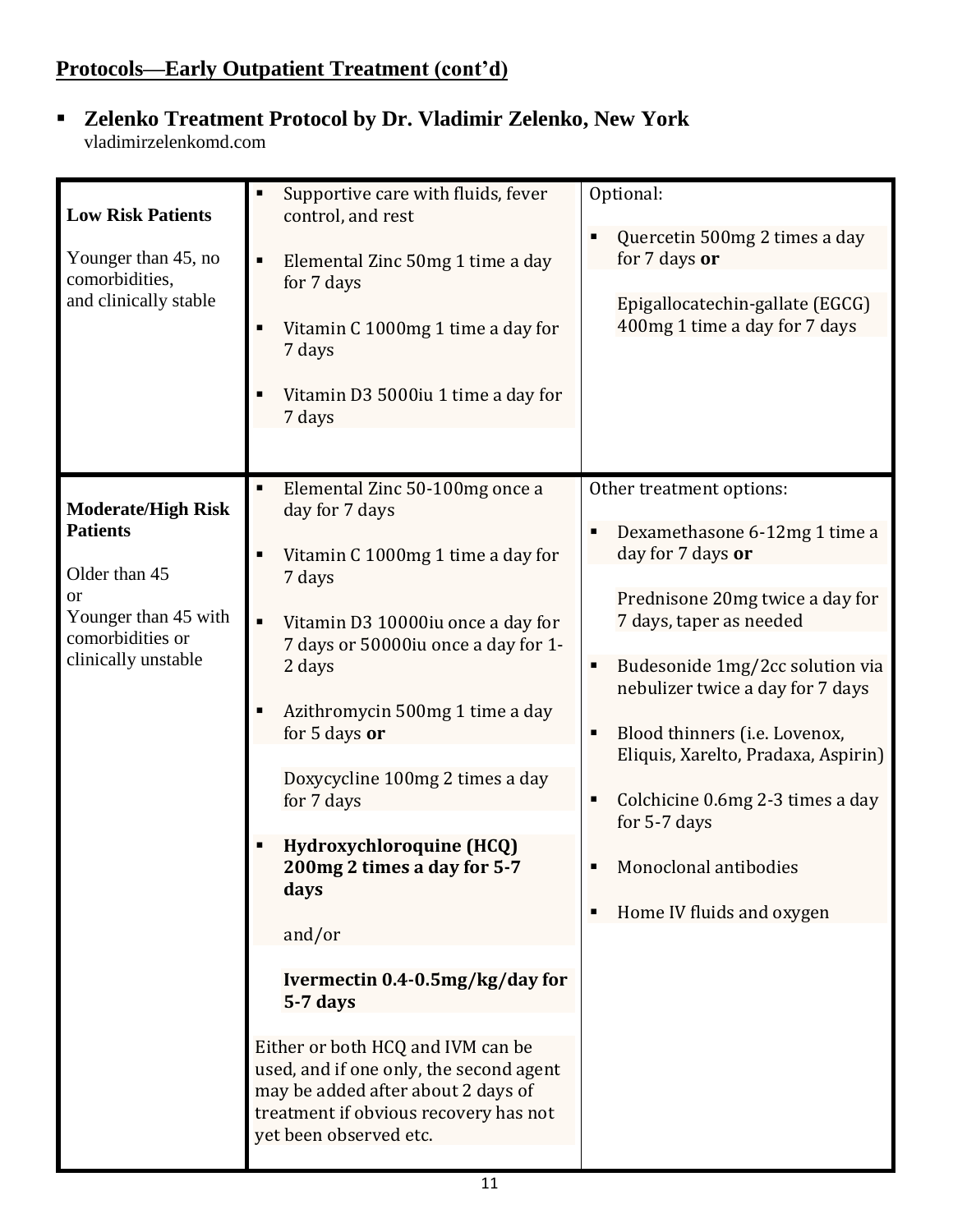## Protocols—Early Outpatient Treatment (cont'd)

- **Zelenko Treatment Protocol by Dr. Vladimir Zelenko, New York**
  vladimirzelenkomd.com

| | | |
|---|---|---|
| **Low Risk Patients**<br><br>Younger than 45, no comorbidities, and clinically stable | ▪ Supportive care with fluids, fever control, and rest<br><br>▪ Elemental Zinc 50mg 1 time a day for 7 days<br><br>▪ Vitamin C 1000mg 1 time a day for 7 days<br><br>▪ Vitamin D3 5000iu 1 time a day for 7 days | Optional:<br><br>▪ Quercetin 500mg 2 times a day for 7 days **or**<br><br>Epigallocatechin-gallate (EGCG) 400mg 1 time a day for 7 days |
| **Moderate/High Risk Patients**<br><br>Older than 45<br>or<br>Younger than 45 with comorbidities or clinically unstable | ▪ Elemental Zinc 50-100mg once a day for 7 days<br><br>▪ Vitamin C 1000mg 1 time a day for 7 days<br><br>▪ Vitamin D3 10000iu once a day for 7 days or 50000iu once a day for 1-2 days<br><br>▪ Azithromycin 500mg 1 time a day for 5 days **or**<br><br>Doxycycline 100mg 2 times a day for 7 days<br><br>▪ **Hydroxychloroquine (HCQ) 200mg 2 times a day for 5-7 days**<br><br>and/or<br><br>**Ivermectin 0.4-0.5mg/kg/day for 5-7 days**<br><br>Either or both HCQ and IVM can be used, and if one only, the second agent may be added after about 2 days of treatment if obvious recovery has not yet been observed etc. | Other treatment options:<br><br>▪ Dexamethasone 6-12mg 1 time a day for 7 days **or**<br><br>Prednisone 20mg twice a day for 7 days, taper as needed<br><br>▪ Budesonide 1mg/2cc solution via nebulizer twice a day for 7 days<br><br>▪ Blood thinners (i.e. Lovenox, Eliquis, Xarelto, Pradaxa, Aspirin)<br><br>▪ Colchicine 0.6mg 2-3 times a day for 5-7 days<br><br>▪ Monoclonal antibodies<br><br>▪ Home IV fluids and oxygen |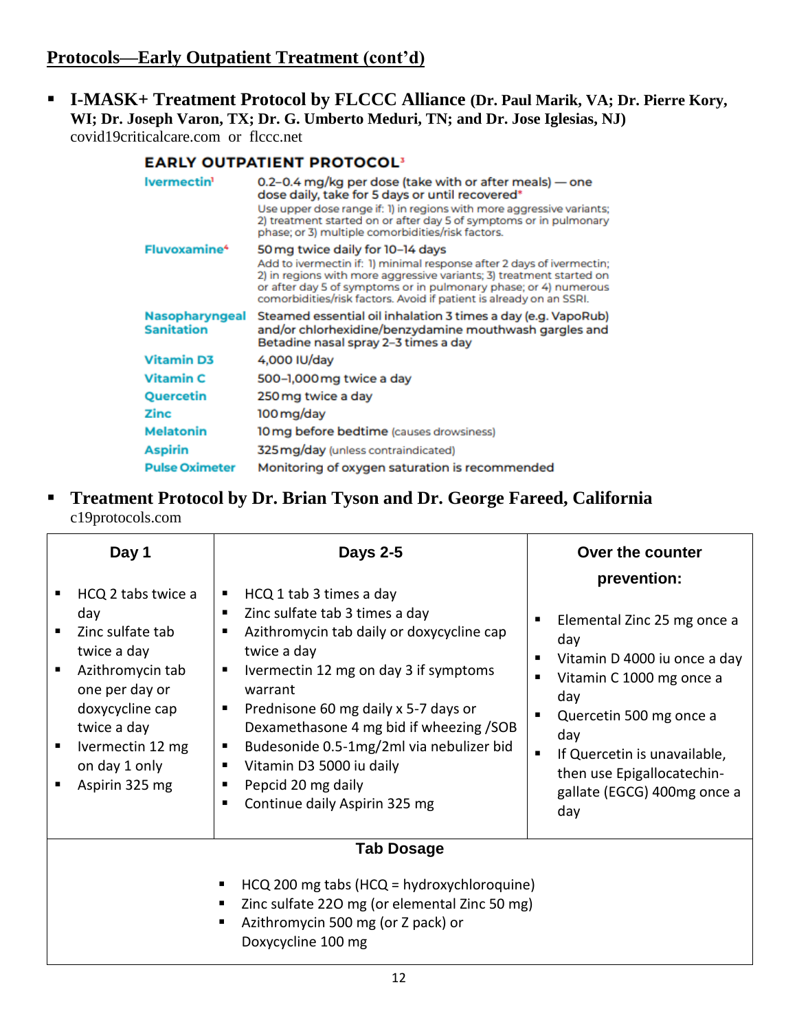## Protocols—Early Outpatient Treatment (cont'd)

- **I-MASK+ Treatment Protocol by FLCCC Alliance (Dr. Paul Marik, VA; Dr. Pierre Kory, WI; Dr. Joseph Varon, TX; Dr. G. Umberto Meduri, TN; and Dr. Jose Iglesias, NJ)**
  covid19criticalcare.com or flccc.net

**EARLY OUTPATIENT PROTOCOL**[3]

| | |
|---|---|
| **Ivermectin**[1] | 0.2–0.4 mg/kg per dose (take with or after meals) — one dose daily, take for 5 days or until recovered* Use upper dose range if: 1) in regions with more aggressive variants; 2) treatment started on or after day 5 of symptoms or in pulmonary phase; or 3) multiple comorbidities/risk factors. |
| **Fluvoxamine**[4] | 50 mg twice daily for 10–14 days Add to ivermectin if: 1) minimal response after 2 days of ivermectin; 2) in regions with more aggressive variants; 3) treatment started on or after day 5 of symptoms or in pulmonary phase; or 4) numerous comorbidities/risk factors. Avoid if patient is already on an SSRI. |
| **Nasopharyngeal Sanitation** | Steamed essential oil inhalation 3 times a day (e.g. VapoRub) and/or chlorhexidine/benzydamine mouthwash gargles and Betadine nasal spray 2–3 times a day |
| **Vitamin D3** | 4,000 IU/day |
| **Vitamin C** | 500–1,000 mg twice a day |
| **Quercetin** | 250 mg twice a day |
| **Zinc** | 100 mg/day |
| **Melatonin** | 10 mg before bedtime (causes drowsiness) |
| **Aspirin** | 325 mg/day (unless contraindicated) |
| **Pulse Oximeter** | Monitoring of oxygen saturation is recommended |

- **Treatment Protocol by Dr. Brian Tyson and Dr. George Fareed, California**
  c19protocols.com

| Day 1 | Days 2-5 | Over the counter prevention: |
|---|---|---|
| ▪ HCQ 2 tabs twice a day<br>▪ Zinc sulfate tab twice a day<br>▪ Azithromycin tab one per day or doxycycline cap twice a day<br>▪ Ivermectin 12 mg on day 1 only<br>▪ Aspirin 325 mg | ▪ HCQ 1 tab 3 times a day<br>▪ Zinc sulfate tab 3 times a day<br>▪ Azithromycin tab daily or doxycycline cap twice a day<br>▪ Ivermectin 12 mg on day 3 if symptoms warrant<br>▪ Prednisone 60 mg daily x 5-7 days or Dexamethasone 4 mg bid if wheezing /SOB<br>▪ Budesonide 0.5-1mg/2ml via nebulizer bid<br>▪ Vitamin D3 5000 iu daily<br>▪ Pepcid 20 mg daily<br>▪ Continue daily Aspirin 325 mg | ▪ Elemental Zinc 25 mg once a day<br>▪ Vitamin D 4000 iu once a day<br>▪ Vitamin C 1000 mg once a day<br>▪ Quercetin 500 mg once a day<br>▪ If Quercetin is unavailable, then use Epigallocatechin-gallate (EGCG) 400mg once a day |
| **Tab Dosage**<br>▪ HCQ 200 mg tabs (HCQ = hydroxychloroquine)<br>▪ Zinc sulfate 22O mg (or elemental Zinc 50 mg)<br>▪ Azithromycin 500 mg (or Z pack) or Doxycycline 100 mg | | |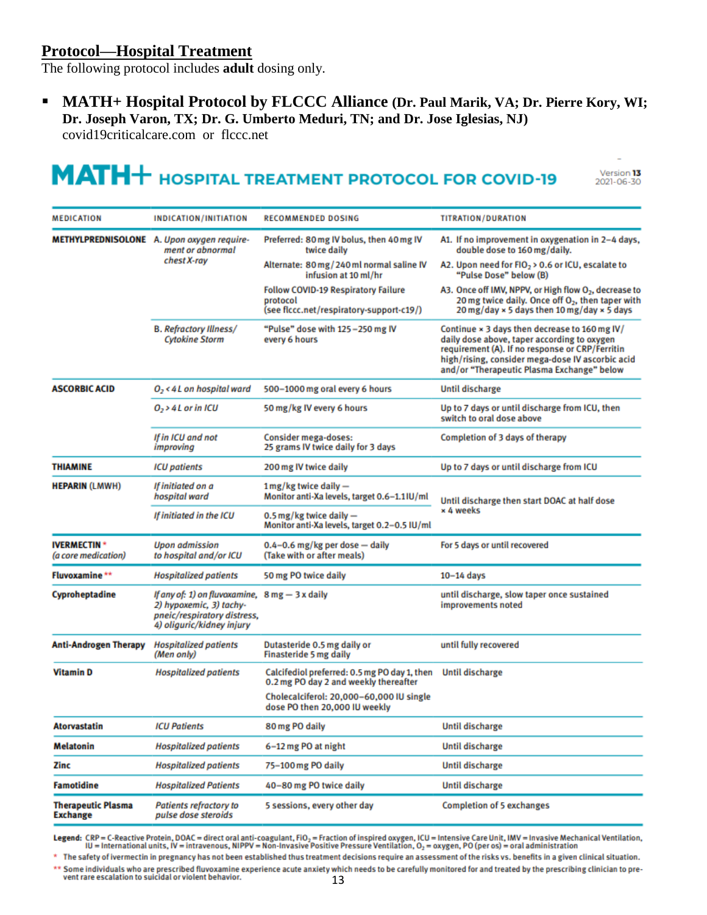## Protocol—Hospital Treatment

The following protocol includes **adult** dosing only.

- **MATH+ Hospital Protocol by FLCCC Alliance (Dr. Paul Marik, VA; Dr. Pierre Kory, WI; Dr. Joseph Varon, TX; Dr. G. Umberto Meduri, TN; and Dr. Jose Iglesias, NJ)**
  covid19criticalcare.com or flccc.net

# MATH+ HOSPITAL TREATMENT PROTOCOL FOR COVID-19

Version **13**
2021-06-30

| MEDICATION | INDICATION/INITIATION | RECOMMENDED DOSING | TITRATION/DURATION |
|---|---|---|---|
| **METHYLPREDNISOLONE** | A. *Upon oxygen requirement or abnormal chest X-ray* | Preferred: 80 mg IV bolus, then 40 mg IV twice daily | A1. If no improvement in oxygenation in 2–4 days, double dose to 160 mg/daily. |
| | | Alternate: 80 mg/240 ml normal saline IV infusion at 10 ml/hr | A2. Upon need for $FiO_2$ > 0.6 or ICU, escalate to "Pulse Dose" below (B) |
| | | Follow COVID-19 Respiratory Failure protocol (see flccc.net/respiratory-support-c19/) | A3. Once off IMV, NPPV, or High flow $O_2$, decrease to 20 mg twice daily. Once off $O_2$, then taper with 20 mg/day × 5 days then 10 mg/day × 5 days |
| | B. *Refractory Illness/ Cytokine Storm* | "Pulse" dose with 125–250 mg IV every 6 hours | Continue × 3 days then decrease to 160 mg IV/ daily dose above, taper according to oxygen requirement (A). If no response or CRP/Ferritin high/rising, consider mega-dose IV ascorbic acid and/or "Therapeutic Plasma Exchange" below |
| **ASCORBIC ACID** | *$O_2$ < 4 L on hospital ward* | 500–1000 mg oral every 6 hours | Until discharge |
| | *$O_2$ > 4 L or in ICU* | 50 mg/kg IV every 6 hours | Up to 7 days or until discharge from ICU, then switch to oral dose above |
| | *If in ICU and not improving* | Consider mega-doses: 25 grams IV twice daily for 3 days | Completion of 3 days of therapy |
| **THIAMINE** | *ICU patients* | 200 mg IV twice daily | Up to 7 days or until discharge from ICU |
| **HEPARIN** (LMWH) | *If initiated on a hospital ward* | 1 mg/kg twice daily — Monitor anti-Xa levels, target 0.6–1.1 IU/ml | Until discharge then start DOAC at half dose × 4 weeks |
| | *If initiated in the ICU* | 0.5 mg/kg twice daily — Monitor anti-Xa levels, target 0.2–0.5 IU/ml | |
| **IVERMECTIN** * (*a core medication*) | *Upon admission to hospital and/or ICU* | 0.4–0.6 mg/kg per dose — daily (Take with or after meals) | For 5 days or until recovered |
| **Fluvoxamine** ** | *Hospitalized patients* | 50 mg PO twice daily | 10–14 days |
| **Cyproheptadine** | *If any of: 1) on fluvoxamine, 2) hypoxemic, 3) tachypneic/respiratory distress, 4) oliguric/kidney injury* | 8 mg — 3 x daily | until discharge, slow taper once sustained improvements noted |
| **Anti-Androgen Therapy** | *Hospitalized patients (Men only)* | Dutasteride 0.5 mg daily or Finasteride 5 mg daily | until fully recovered |
| **Vitamin D** | *Hospitalized patients* | Calcifediol preferred: 0.5 mg PO day 1, then 0.2 mg PO day 2 and weekly thereafter | Until discharge |
| | | Cholecalciferol: 20,000–60,000 IU single dose PO then 20,000 IU weekly | |
| **Atorvastatin** | *ICU Patients* | 80 mg PO daily | Until discharge |
| **Melatonin** | *Hospitalized patients* | 6–12 mg PO at night | Until discharge |
| **Zinc** | *Hospitalized patients* | 75–100 mg PO daily | Until discharge |
| **Famotidine** | *Hospitalized Patients* | 40–80 mg PO twice daily | Until discharge |
| **Therapeutic Plasma Exchange** | *Patients refractory to pulse dose steroids* | 5 sessions, every other day | Completion of 5 exchanges |

**Legend:** CRP = C-Reactive Protein, DOAC = direct oral anti-coagulant, $FiO_2$ = Fraction of inspired oxygen, ICU = Intensive Care Unit, IMV = Invasive Mechanical Ventilation, IU = International units, IV = intravenous, NIPPV = Non-Invasive Positive Pressure Ventilation, $O_2$ = oxygen, PO (per os) = oral administration

\* The safety of ivermectin in pregnancy has not been established thus treatment decisions require an assessment of the risks vs. benefits in a given clinical situation.

\*\* Some individuals who are prescribed fluvoxamine experience acute anxiety which needs to be carefully monitored for and treated by the prescribing clinician to prevent rare escalation to suicidal or violent behavior.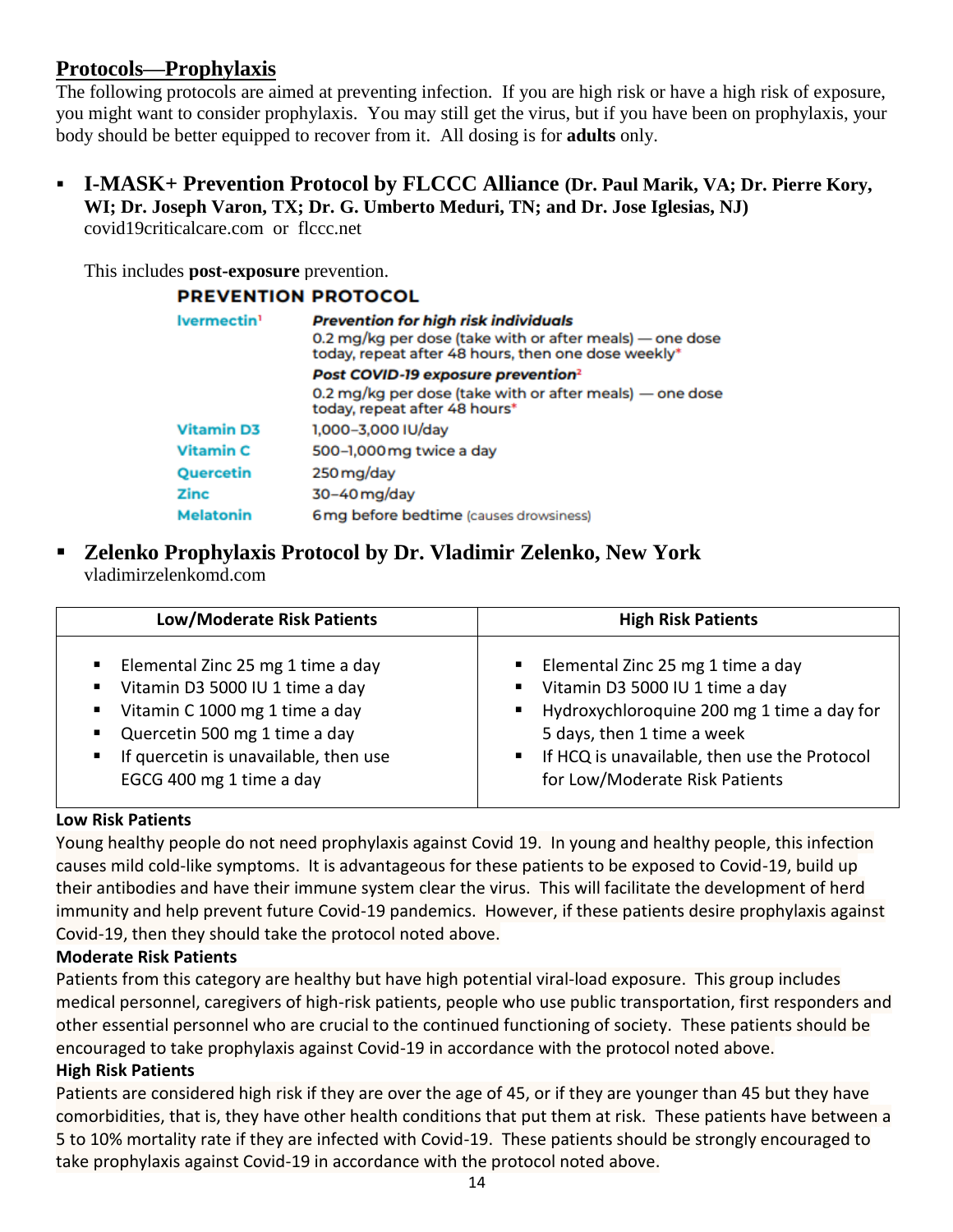## Protocols—Prophylaxis

The following protocols are aimed at preventing infection. If you are high risk or have a high risk of exposure, you might want to consider prophylaxis. You may still get the virus, but if you have been on prophylaxis, your body should be better equipped to recover from it. All dosing is for **adults** only.

- **I-MASK+ Prevention Protocol by FLCCC Alliance (Dr. Paul Marik, VA; Dr. Pierre Kory, WI; Dr. Joseph Varon, TX; Dr. G. Umberto Meduri, TN; and Dr. Jose Iglesias, NJ)**
  covid19criticalcare.com or flccc.net

  This includes **post-exposure** prevention.

  **PREVENTION PROTOCOL**

| | |
|---|---|
| Ivermectin[1] | ***Prevention for high risk individuals*** 0.2 mg/kg per dose (take with or after meals) — one dose today, repeat after 48 hours, then one dose weekly* |
| | ***Post COVID-19 exposure prevention***[2] 0.2 mg/kg per dose (take with or after meals) — one dose today, repeat after 48 hours* |
| Vitamin D3 | 1,000–3,000 IU/day |
| Vitamin C | 500–1,000 mg twice a day |
| Quercetin | 250 mg/day |
| Zinc | 30–40 mg/day |
| Melatonin | 6 mg before bedtime (causes drowsiness) |

- **Zelenko Prophylaxis Protocol by Dr. Vladimir Zelenko, New York**
  vladimirzelenkomd.com

| Low/Moderate Risk Patients | High Risk Patients |
|---|---|
| ▪ Elemental Zinc 25 mg 1 time a day<br>▪ Vitamin D3 5000 IU 1 time a day<br>▪ Vitamin C 1000 mg 1 time a day<br>▪ Quercetin 500 mg 1 time a day<br>▪ If quercetin is unavailable, then use EGCG 400 mg 1 time a day | ▪ Elemental Zinc 25 mg 1 time a day<br>▪ Vitamin D3 5000 IU 1 time a day<br>▪ Hydroxychloroquine 200 mg 1 time a day for 5 days, then 1 time a week<br>▪ If HCQ is unavailable, then use the Protocol for Low/Moderate Risk Patients |

**Low Risk Patients**

Young healthy people do not need prophylaxis against Covid 19. In young and healthy people, this infection causes mild cold-like symptoms. It is advantageous for these patients to be exposed to Covid-19, build up their antibodies and have their immune system clear the virus. This will facilitate the development of herd immunity and help prevent future Covid-19 pandemics. However, if these patients desire prophylaxis against Covid-19, then they should take the protocol noted above.

**Moderate Risk Patients**

Patients from this category are healthy but have high potential viral-load exposure. This group includes medical personnel, caregivers of high-risk patients, people who use public transportation, first responders and other essential personnel who are crucial to the continued functioning of society. These patients should be encouraged to take prophylaxis against Covid-19 in accordance with the protocol noted above.

**High Risk Patients**

Patients are considered high risk if they are over the age of 45, or if they are younger than 45 but they have comorbidities, that is, they have other health conditions that put them at risk. These patients have between a 5 to 10% mortality rate if they are infected with Covid-19. These patients should be strongly encouraged to take prophylaxis against Covid-19 in accordance with the protocol noted above.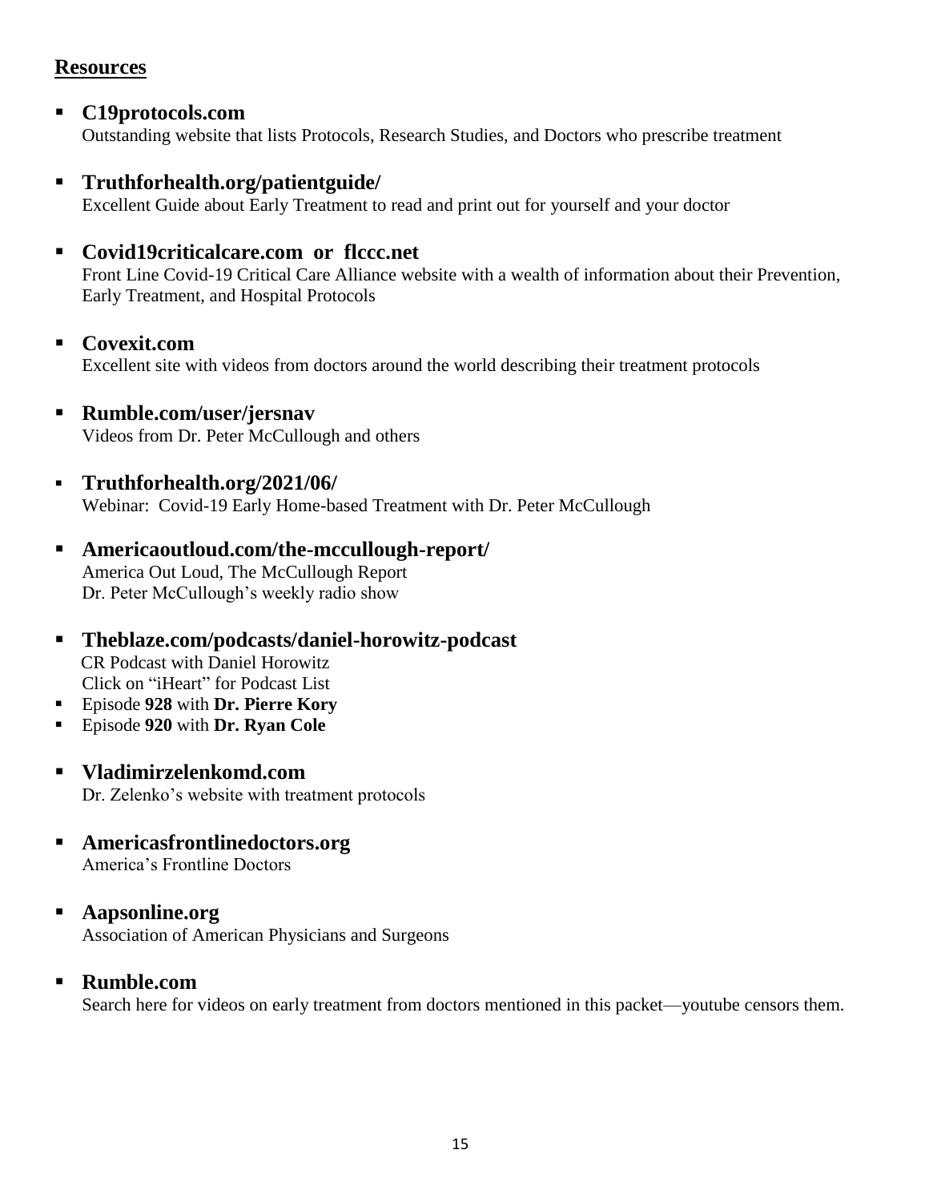## Resources

- **C19protocols.com**
  Outstanding website that lists Protocols, Research Studies, and Doctors who prescribe treatment

- **Truthforhealth.org/patientguide/**
  Excellent Guide about Early Treatment to read and print out for yourself and your doctor

- **Covid19criticalcare.com or flccc.net**
  Front Line Covid-19 Critical Care Alliance website with a wealth of information about their Prevention, Early Treatment, and Hospital Protocols

- **Covexit.com**
  Excellent site with videos from doctors around the world describing their treatment protocols

- **Rumble.com/user/jersnav**
  Videos from Dr. Peter McCullough and others

- **Truthforhealth.org/2021/06/**
  Webinar: Covid-19 Early Home-based Treatment with Dr. Peter McCullough

- **Americaoutloud.com/the-mccullough-report/**
  America Out Loud, The McCullough Report
  Dr. Peter McCullough's weekly radio show

- **Theblaze.com/podcasts/daniel-horowitz-podcast**
  CR Podcast with Daniel Horowitz
  Click on "iHeart" for Podcast List
- Episode **928** with **Dr. Pierre Kory**
- Episode **920** with **Dr. Ryan Cole**

- **Vladimirzelenkomd.com**
  Dr. Zelenko's website with treatment protocols

- **Americasfrontlinedoctors.org**
  America's Frontline Doctors

- **Aapsonline.org**
  Association of American Physicians and Surgeons

- **Rumble.com**
  Search here for videos on early treatment from doctors mentioned in this packet—youtube censors them.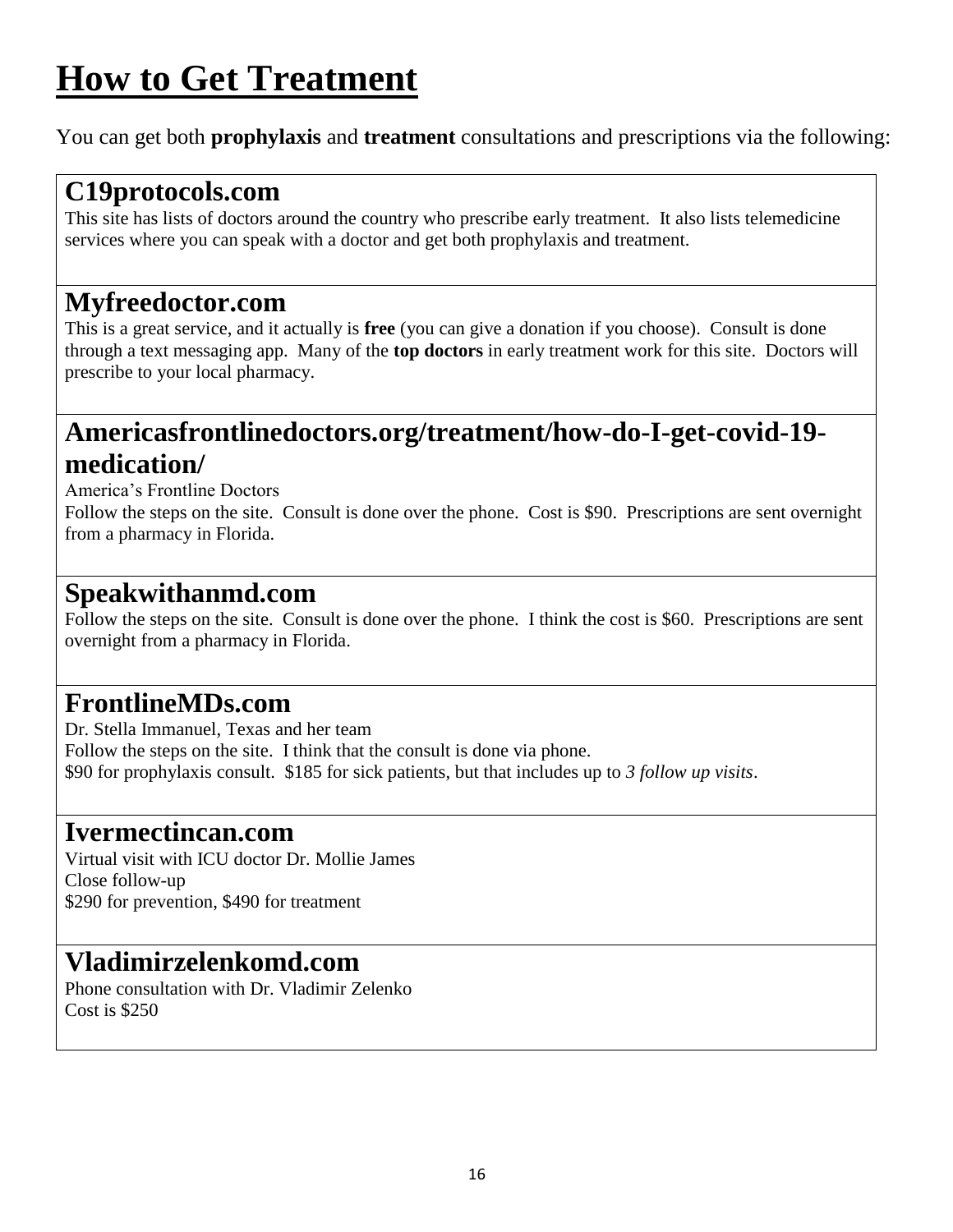# How to Get Treatment

You can get both **prophylaxis** and **treatment** consultations and prescriptions via the following:

## C19protocols.com

This site has lists of doctors around the country who prescribe early treatment. It also lists telemedicine services where you can speak with a doctor and get both prophylaxis and treatment.

## Myfreedoctor.com

This is a great service, and it actually is **free** (you can give a donation if you choose). Consult is done through a text messaging app. Many of the **top doctors** in early treatment work for this site. Doctors will prescribe to your local pharmacy.

## Americasfrontlinedoctors.org/treatment/how-do-I-get-covid-19-medication/

America's Frontline Doctors
Follow the steps on the site. Consult is done over the phone. Cost is $90. Prescriptions are sent overnight from a pharmacy in Florida.

## Speakwithanmd.com

Follow the steps on the site. Consult is done over the phone. I think the cost is $60. Prescriptions are sent overnight from a pharmacy in Florida.

## FrontlineMDs.com

Dr. Stella Immanuel, Texas and her team
Follow the steps on the site. I think that the consult is done via phone.
$90 for prophylaxis consult. $185 for sick patients, but that includes up to *3 follow up visits*.

## Ivermectincan.com

Virtual visit with ICU doctor Dr. Mollie James
Close follow-up
$290 for prevention, $490 for treatment

## Vladimirzelenkomd.com

Phone consultation with Dr. Vladimir Zelenko
Cost is $250